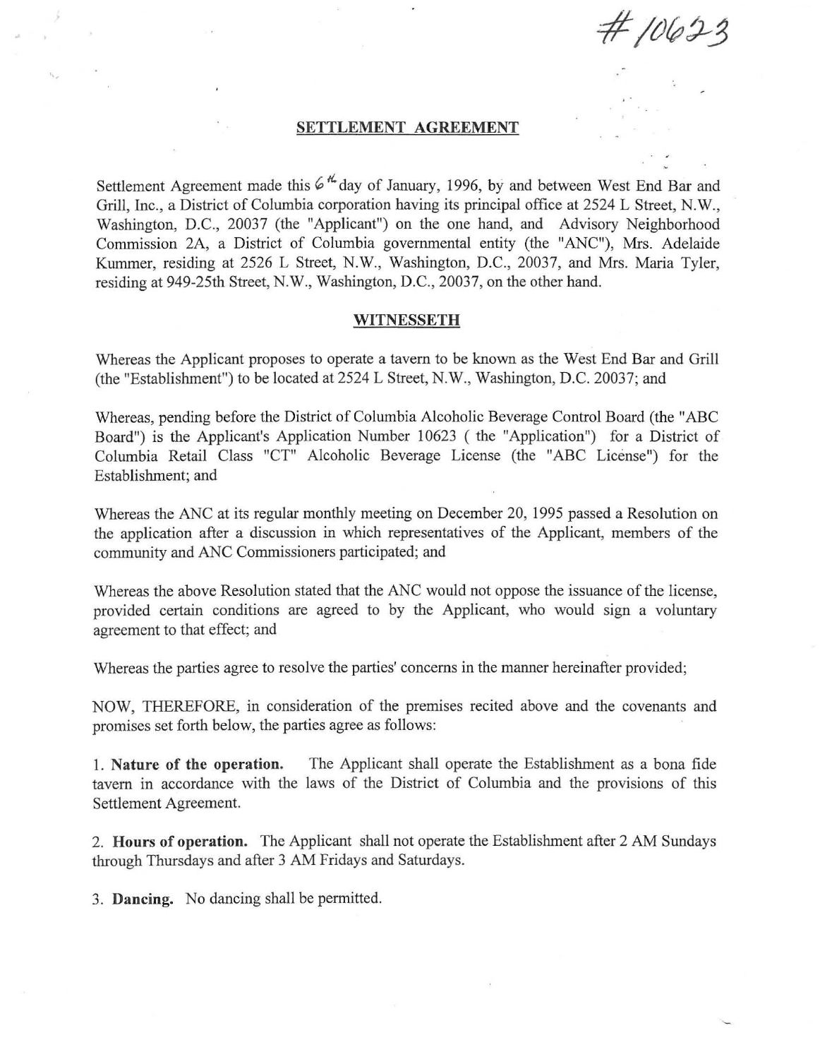#10623

## SETTLEMENT AGREEMENT

Settlement Agreement made this 6th day of January, 1996, by and between West End Bar and Grill, Inc., a District of Columbia corporation having its principal office at 2524 L Street, N.W., Washington, D.C., 20037 (the "Applicant") on the one hand, and Advisory Neighborhood Commission 2A, a District of Columbia governmental entity (the "ANC"), Mrs. Adelaide Kummer, residing at 2526 L Street, N.W., Washington, D.C., 20037, and Mrs. Maria Tyler, residing at 949-25th Street, N.W., Washington, D.C., 20037, on the other hand.

## WITNESSETH

Whereas the Applicant proposes to operate a tavern to be known as the West End Bar and Grill (the "Establishment") to be located at 2524 L Street, N.W., Washington, D.C. 20037; and

Whereas, pending before the District of Columbia Alcoholic Beverage Control Board (the "ABC Board") is the Applicant's Application Number 10623 ( the "Application") for a District of Columbia Retail Class "CT" Alcoholic Beverage License (the "ABC License") for the Establishment; and

Whereas the ANC at its regular monthly meeting on December 20, 1995 passed a Resolution on the application after a discussion in which representatives of the Applicant, members of the community and ANC Commissioners participated; and

Whereas the above Resolution stated that the ANC would not oppose the issuance of the license, provided certain conditions are agreed to by the Applicant, who would sign a voluntary agreement to that effect; and

Whereas the parties agree to resolve the parties' concerns in the manner hereinafter provided;

NOW, THEREFORE, in consideration of the premises recited above and the covenants and promises set forth below, the parties agree as follows:

1. **Nature of the operation.** The Applicant shall operate the Establishment as a bona fide tavern in accordance with the laws of the District of Columbia and the provisions of this Settlement Agreement.

2. **Hours of operation.** The Applicant shall not operate the Establishment after 2 AM Sundays through Thursdays and after 3 AM Fridays and Saturdays.

3. **Dancing.** No dancing shall be permitted.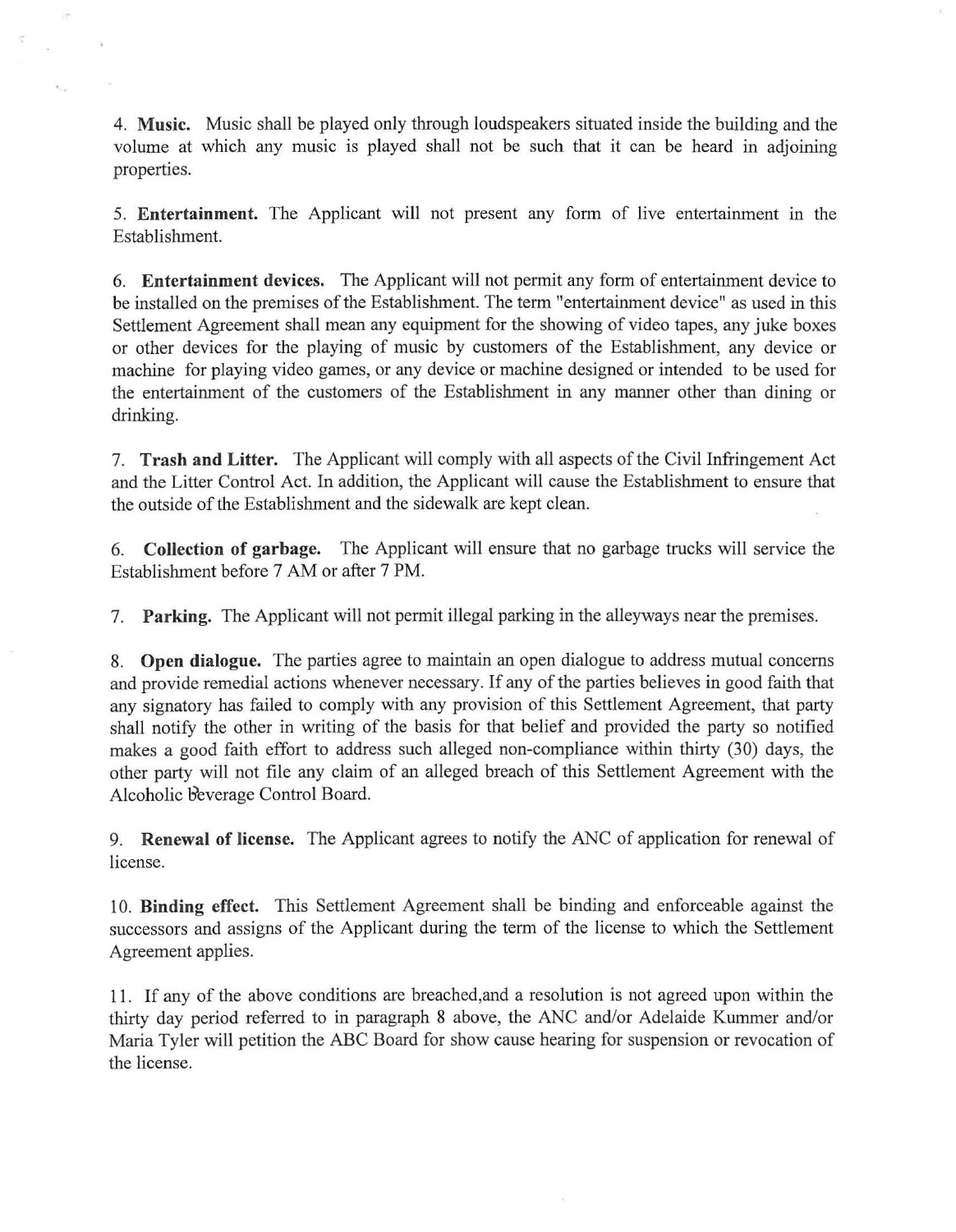4. **Music.** Music shall be played only through loudspeakers situated inside the building and the volume at which any music is played shall not be such that it can be heard in adjoining properties.

5. **Entertainment.** The Applicant will not present any form of live entertainment in the Establishment.

6. **Entertainment devices.** The Applicant will not permit any form of entertainment device to be installed on the premises of the Establishment. The term "entertainment device" as used in this Settlement Agreement shall mean any equipment for the showing of video tapes, any juke boxes or other devices for the playing of music by customers of the Establishment, any device or machine for playing video games, or any device or machine designed or intended to be used for the entertainment of the customers of the Establishment in any manner other than dining or drinking.

7. **Trash and Litter.** The Applicant will comply with all aspects of the Civil Infringement Act and the Litter Control Act. In addition, the Applicant will cause the Establishment to ensure that the outside of the Establishment and the sidewalk are kept clean.

6. **Collection of garbage.** The Applicant will ensure that no garbage trucks will service the Establishment before 7 AM or after 7 PM.

7. **Parking.** The Applicant will not permit illegal parking in the alleyways near the premises.

8. **Open dialogue.** The parties agree to maintain an open dialogue to address mutual concerns and provide remedial actions whenever necessary. If any of the parties believes in good faith that any signatory has failed to comply with any provision of this Settlement Agreement, that party shall notify the other in writing of the basis for that belief and provided the party so notified makes a good faith effort to address such alleged non-compliance within thirty (30) days, the other party will not file any claim of an alleged breach of this Settlement Agreement with the Alcoholic Beverage Control Board.

9. **Renewal of license.** The Applicant agrees to notify the ANC of application for renewal of license.

10. **Binding effect.** This Settlement Agreement shall be binding and enforceable against the successors and assigns of the Applicant during the term of the license to which the Settlement Agreement applies.

11. If any of the above conditions are breached,and a resolution is not agreed upon within the thirty day period referred to in paragraph 8 above, the ANC and/or Adelaide Kummer and/or Maria Tyler will petition the ABC Board for show cause hearing for suspension or revocation of the license.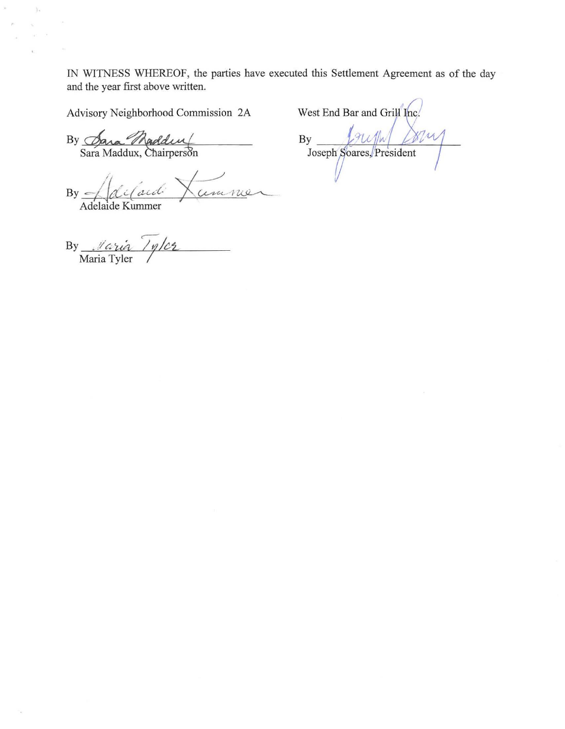IN WITNESS WHEREOF, the parties have executed this Settlement Agreement as of the day and the year first above written.

Advisory Neighborhood Commission 2A

By Sara Maddux
Sara Maddux, Chairperson

By Adelaide Kummer
Adelaide Kummer

By Maria Tyler
Maria Tyler

West End Bar and Grill Inc.

By Joseph Soares
Joseph Soares, President